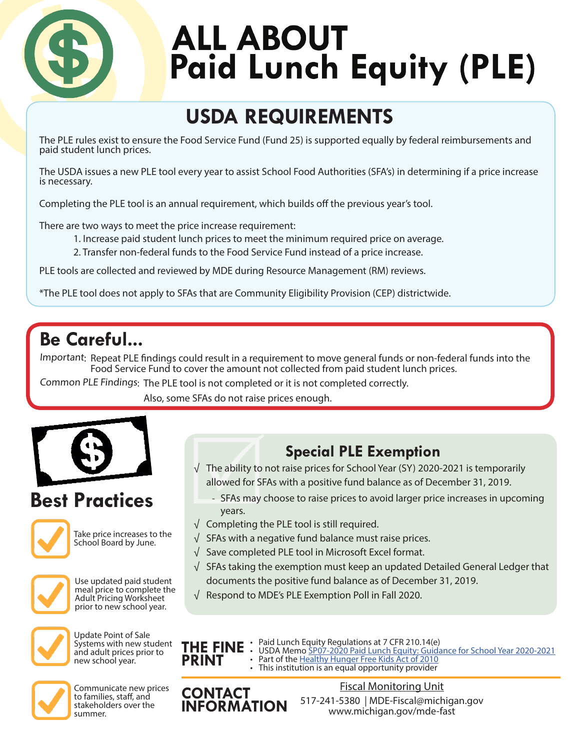# ALL ABOUT Paid Lunch Equity (PLE)

## USDA REQUIREMENTS

The PLE rules exist to ensure the Food Service Fund (Fund 25) is supported equally by federal reimbursements and paid student lunch prices.

The USDA issues a new PLE tool every year to assist School Food Authorities (SFA's) in determining if a price increase is necessary.

Completing the PLE tool is an annual requirement, which builds off the previous year's tool.

There are two ways to meet the price increase requirement:

1. Increase paid student lunch prices to meet the minimum required price on average.
2. Transfer non-federal funds to the Food Service Fund instead of a price increase.

PLE tools are collected and reviewed by MDE during Resource Management (RM) reviews.

*The PLE tool does not apply to SFAs that are Community Eligibility Provision (CEP) districtwide.

## Be Careful...

*Important*: Repeat PLE findings could result in a requirement to move general funds or non-federal funds into the Food Service Fund to cover the amount not collected from paid student lunch prices.

*Common PLE Findings*: The PLE tool is not completed or it is not completed correctly.
Also, some SFAs do not raise prices enough.

## Best Practices

- Take price increases to the School Board by June.
- Use updated paid student meal price to complete the Adult Pricing Worksheet prior to new school year.
- Update Point of Sale Systems with new student and adult prices prior to new school year.
- Communicate new prices to families, staff, and stakeholders over the summer.

## Special PLE Exemption

√ The ability to not raise prices for School Year (SY) 2020-2021 is temporarily allowed for SFAs with a positive fund balance as of December 31, 2019.
  - SFAs may choose to raise prices to avoid larger price increases in upcoming years.

√ Completing the PLE tool is still required.

√ SFAs with a negative fund balance must raise prices.

√ Save completed PLE tool in Microsoft Excel format.

√ SFAs taking the exemption must keep an updated Detailed General Ledger that documents the positive fund balance as of December 31, 2019.

√ Respond to MDE's PLE Exemption Poll in Fall 2020.

## THE FINE PRINT

- Paid Lunch Equity Regulations at 7 CFR 210.14(e)
- USDA Memo SP07-2020 Paid Lunch Equity: Guidance for School Year 2020-2021
- Part of the Healthy Hunger Free Kids Act of 2010
- This institution is an equal opportunity provider

## CONTACT INFORMATION

Fiscal Monitoring Unit
517-241-5380 | MDE-Fiscal@michigan.gov
www.michigan.gov/mde-fast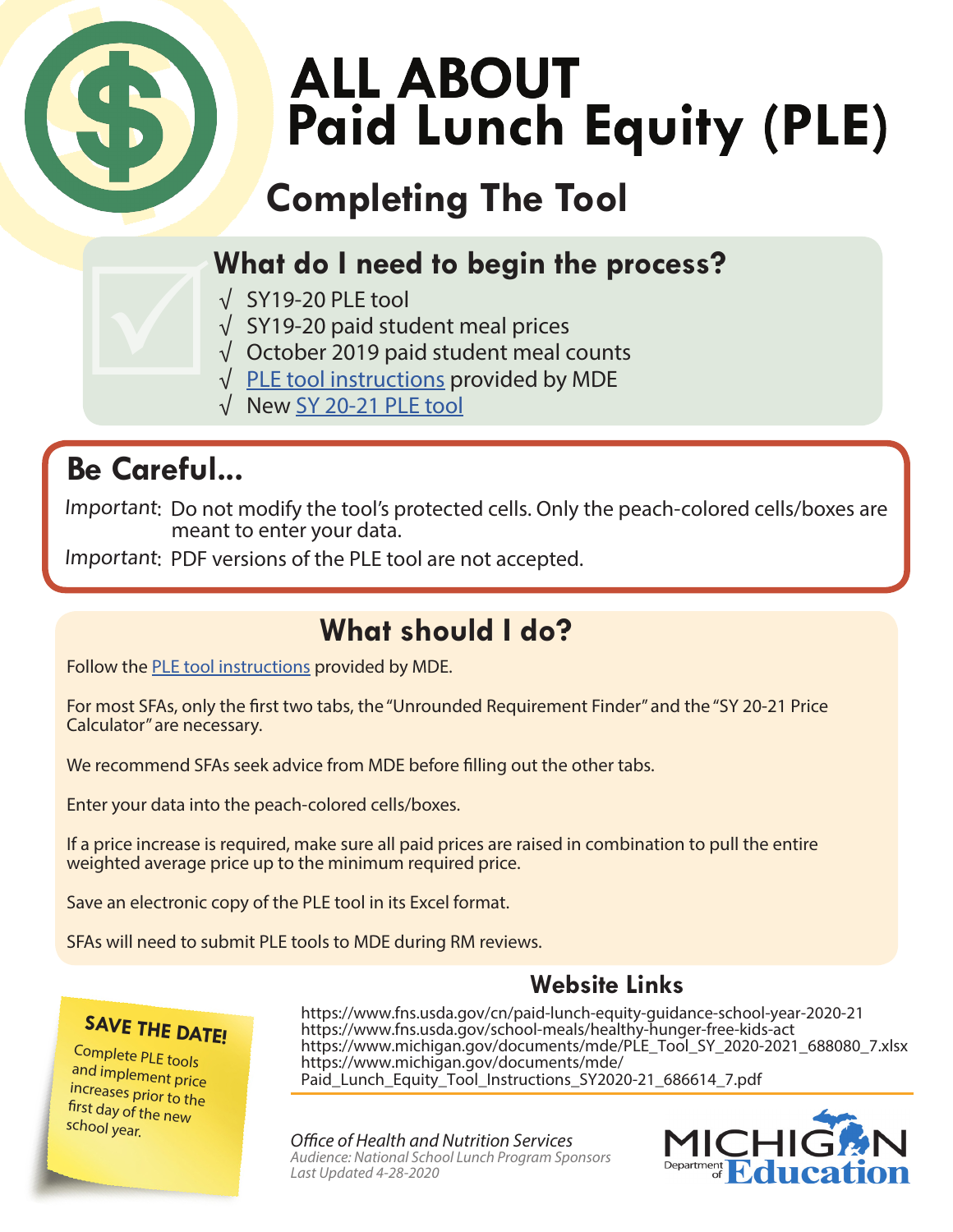# ALL ABOUT Paid Lunch Equity (PLE)

## Completing The Tool

### What do I need to begin the process?

- √ SY19-20 PLE tool
- √ SY19-20 paid student meal prices
- √ October 2019 paid student meal counts
- √ PLE tool instructions provided by MDE
- √ New SY 20-21 PLE tool

### Be Careful...

*Important*: Do not modify the tool's protected cells. Only the peach-colored cells/boxes are meant to enter your data.

*Important*: PDF versions of the PLE tool are not accepted.

### What should I do?

Follow the PLE tool instructions provided by MDE.

For most SFAs, only the first two tabs, the "Unrounded Requirement Finder" and the "SY 20-21 Price Calculator" are necessary.

We recommend SFAs seek advice from MDE before filling out the other tabs.

Enter your data into the peach-colored cells/boxes.

If a price increase is required, make sure all paid prices are raised in combination to pull the entire weighted average price up to the minimum required price.

Save an electronic copy of the PLE tool in its Excel format.

SFAs will need to submit PLE tools to MDE during RM reviews.

**SAVE THE DATE!**

Complete PLE tools and implement price increases prior to the first day of the new school year.

### Website Links

https://www.fns.usda.gov/cn/paid-lunch-equity-guidance-school-year-2020-21
https://www.fns.usda.gov/school-meals/healthy-hunger-free-kids-act
https://www.michigan.gov/documents/mde/PLE_Tool_SY_2020-2021_688080_7.xlsx
https://www.michigan.gov/documents/mde/Paid_Lunch_Equity_Tool_Instructions_SY2020-21_686614_7.pdf

*Office of Health and Nutrition Services*
*Audience: National School Lunch Program Sponsors*
*Last Updated 4-28-2020*

MICHIGAN Department of Education